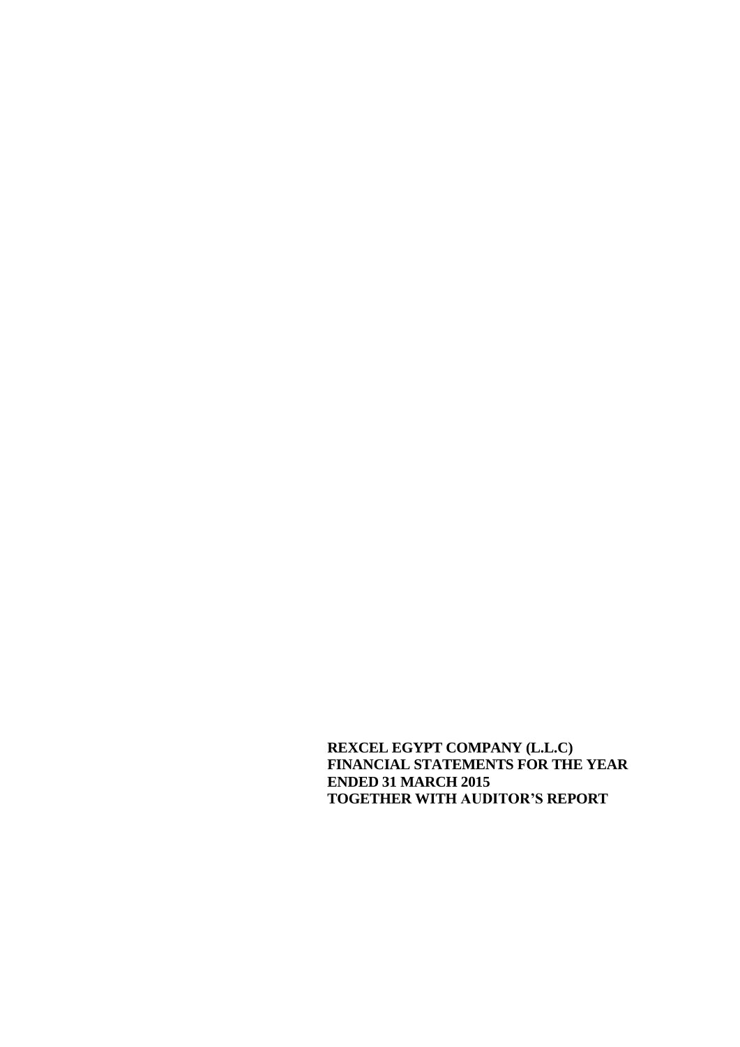**REXCEL EGYPT COMPANY (L.L.C)**
**FINANCIAL STATEMENTS FOR THE YEAR ENDED 31 MARCH 2015**
**TOGETHER WITH AUDITOR'S REPORT**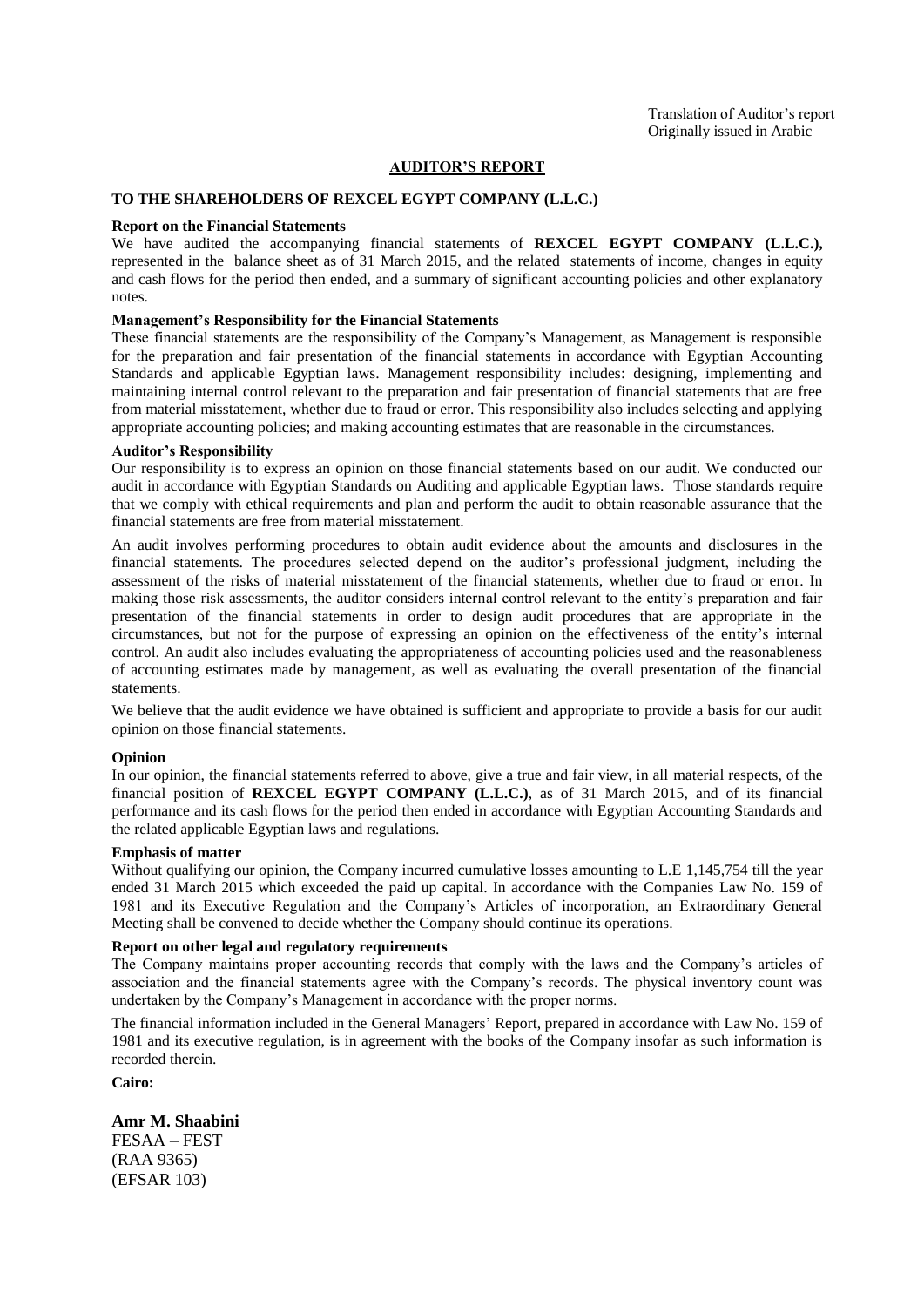Translation of Auditor's report
Originally issued in Arabic

# AUDITOR'S REPORT

## TO THE SHAREHOLDERS OF REXCEL EGYPT COMPANY (L.L.C.)

### Report on the Financial Statements

We have audited the accompanying financial statements of **REXCEL EGYPT COMPANY (L.L.C.),** represented in the balance sheet as of 31 March 2015, and the related statements of income, changes in equity and cash flows for the period then ended, and a summary of significant accounting policies and other explanatory notes.

### Management's Responsibility for the Financial Statements

These financial statements are the responsibility of the Company's Management, as Management is responsible for the preparation and fair presentation of the financial statements in accordance with Egyptian Accounting Standards and applicable Egyptian laws. Management responsibility includes: designing, implementing and maintaining internal control relevant to the preparation and fair presentation of financial statements that are free from material misstatement, whether due to fraud or error. This responsibility also includes selecting and applying appropriate accounting policies; and making accounting estimates that are reasonable in the circumstances.

### Auditor's Responsibility

Our responsibility is to express an opinion on those financial statements based on our audit. We conducted our audit in accordance with Egyptian Standards on Auditing and applicable Egyptian laws. Those standards require that we comply with ethical requirements and plan and perform the audit to obtain reasonable assurance that the financial statements are free from material misstatement.

An audit involves performing procedures to obtain audit evidence about the amounts and disclosures in the financial statements. The procedures selected depend on the auditor's professional judgment, including the assessment of the risks of material misstatement of the financial statements, whether due to fraud or error. In making those risk assessments, the auditor considers internal control relevant to the entity's preparation and fair presentation of the financial statements in order to design audit procedures that are appropriate in the circumstances, but not for the purpose of expressing an opinion on the effectiveness of the entity's internal control. An audit also includes evaluating the appropriateness of accounting policies used and the reasonableness of accounting estimates made by management, as well as evaluating the overall presentation of the financial statements.

We believe that the audit evidence we have obtained is sufficient and appropriate to provide a basis for our audit opinion on those financial statements.

### Opinion

In our opinion, the financial statements referred to above, give a true and fair view, in all material respects, of the financial position of **REXCEL EGYPT COMPANY (L.L.C.)**, as of 31 March 2015, and of its financial performance and its cash flows for the period then ended in accordance with Egyptian Accounting Standards and the related applicable Egyptian laws and regulations.

### Emphasis of matter

Without qualifying our opinion, the Company incurred cumulative losses amounting to L.E 1,145,754 till the year ended 31 March 2015 which exceeded the paid up capital. In accordance with the Companies Law No. 159 of 1981 and its Executive Regulation and the Company's Articles of incorporation, an Extraordinary General Meeting shall be convened to decide whether the Company should continue its operations.

### Report on other legal and regulatory requirements

The Company maintains proper accounting records that comply with the laws and the Company's articles of association and the financial statements agree with the Company's records. The physical inventory count was undertaken by the Company's Management in accordance with the proper norms.

The financial information included in the General Managers' Report, prepared in accordance with Law No. 159 of 1981 and its executive regulation, is in agreement with the books of the Company insofar as such information is recorded therein.

**Cairo:**

**Amr M. Shaabini**
FESAA – FEST
(RAA 9365)
(EFSAR 103)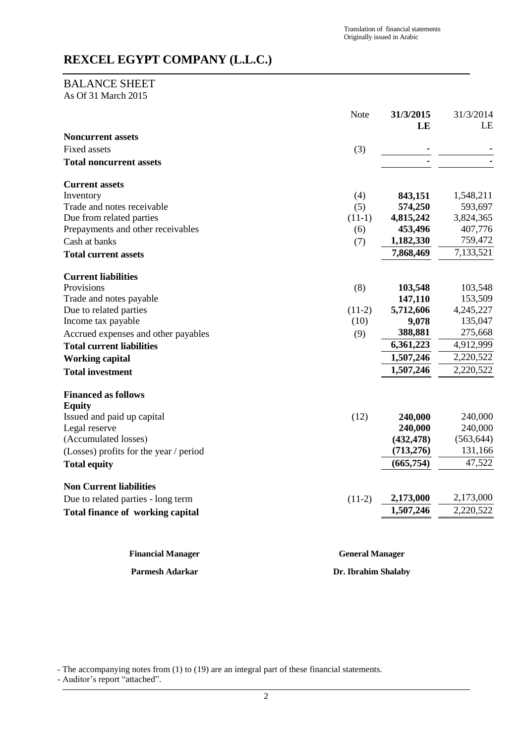Translation of financial statements
Originally issued in Arabic

# REXCEL EGYPT COMPANY (L.L.C.)

## BALANCE SHEET

As Of 31 March 2015

| | Note | **31/3/2015 LE** | 31/3/2014 LE |
|---|---|---|---|
| **Noncurrent assets** | | | |
| Fixed assets | (3) | - | - |
| **Total noncurrent assets** | | - | - |
| **Current assets** | | | |
| Inventory | (4) | **843,151** | 1,548,211 |
| Trade and notes receivable | (5) | **574,250** | 593,697 |
| Due from related parties | (11-1) | **4,815,242** | 3,824,365 |
| Prepayments and other receivables | (6) | **453,496** | 407,776 |
| Cash at banks | (7) | **1,182,330** | 759,472 |
| **Total current assets** | | **7,868,469** | 7,133,521 |
| **Current liabilities** | | | |
| Provisions | (8) | **103,548** | 103,548 |
| Trade and notes payable | | **147,110** | 153,509 |
| Due to related parties | (11-2) | **5,712,606** | 4,245,227 |
| Income tax payable | (10) | **9,078** | 135,047 |
| Accrued expenses and other payables | (9) | **388,881** | 275,668 |
| **Total current liabilities** | | **6,361,223** | 4,912,999 |
| **Working capital** | | **1,507,246** | 2,220,522 |
| **Total investment** | | **1,507,246** | 2,220,522 |
| **Financed as follows** | | | |
| **Equity** | | | |
| Issued and paid up capital | (12) | **240,000** | 240,000 |
| Legal reserve | | **240,000** | 240,000 |
| (Accumulated losses) | | **(432,478)** | (563,644) |
| (Losses) profits for the year / period | | **(713,276)** | 131,166 |
| **Total equity** | | **(665,754)** | 47,522 |
| **Non Current liabilities** | | | |
| Due to related parties - long term | (11-2) | **2,173,000** | 2,173,000 |
| **Total finance of working capital** | | **1,507,246** | 2,220,522 |

| **Financial Manager** | **General Manager** |
|---|---|
| **Parmesh Adarkar** | **Dr. Ibrahim Shalaby** |

- The accompanying notes from (1) to (19) are an integral part of these financial statements.
- Auditor's report "attached".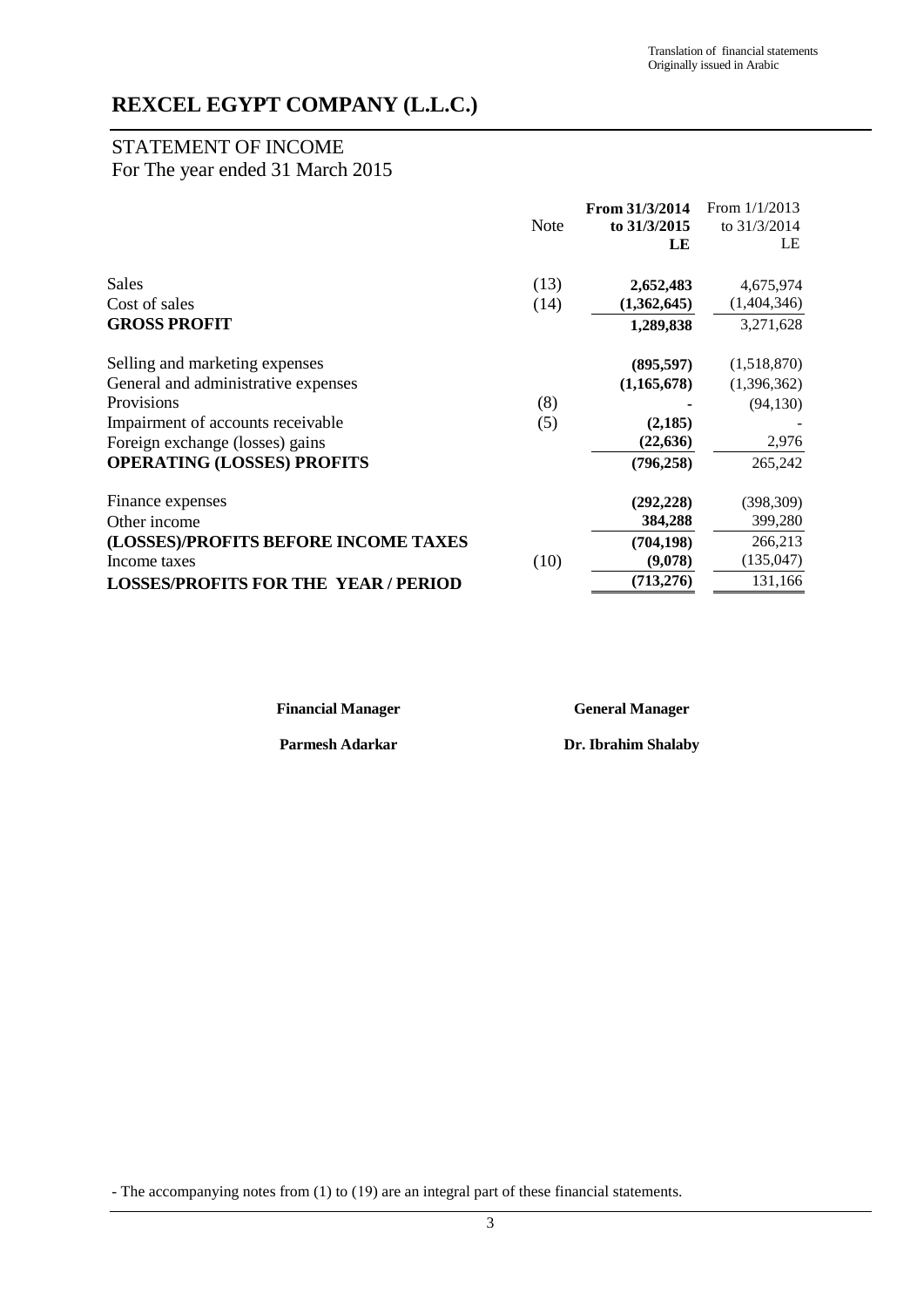Translation of financial statements
Originally issued in Arabic

# REXCEL EGYPT COMPANY (L.L.C.)

## STATEMENT OF INCOME
For The year ended 31 March 2015

| | Note | From 31/3/2014 to 31/3/2015 LE | From 1/1/2013 to 31/3/2014 LE |
|---|---|---|---|
| Sales | (13) | **2,652,483** | 4,675,974 |
| Cost of sales | (14) | **(1,362,645)** | (1,404,346) |
| **GROSS PROFIT** | | **1,289,838** | 3,271,628 |
| Selling and marketing expenses | | **(895,597)** | (1,518,870) |
| General and administrative expenses | | **(1,165,678)** | (1,396,362) |
| Provisions | (8) | **-** | (94,130) |
| Impairment of accounts receivable | (5) | **(2,185)** | - |
| Foreign exchange (losses) gains | | **(22,636)** | 2,976 |
| **OPERATING (LOSSES) PROFITS** | | **(796,258)** | 265,242 |
| Finance expenses | | **(292,228)** | (398,309) |
| Other income | | **384,288** | 399,280 |
| **(LOSSES)/PROFITS BEFORE INCOME TAXES** | | **(704,198)** | 266,213 |
| Income taxes | (10) | **(9,078)** | (135,047) |
| **LOSSES/PROFITS FOR THE YEAR / PERIOD** | | **(713,276)** | 131,166 |

| **Financial Manager** | **General Manager** |
|---|---|
| **Parmesh Adarkar** | **Dr. Ibrahim Shalaby** |

- The accompanying notes from (1) to (19) are an integral part of these financial statements.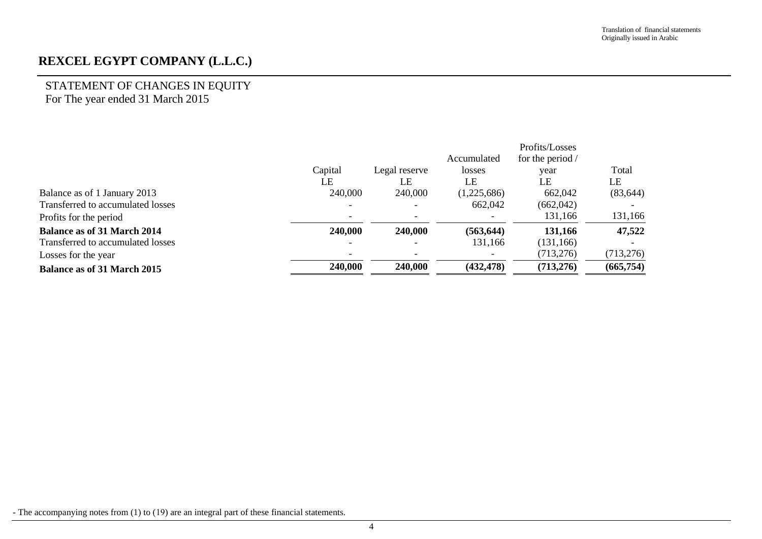Translation of financial statements
Originally issued in Arabic

# REXCEL EGYPT COMPANY (L.L.C.)

## STATEMENT OF CHANGES IN EQUITY
For The year ended 31 March 2015

| | Capital | Legal reserve | Accumulated losses | Profits/Losses for the period / year | Total |
|---|---|---|---|---|---|
| | LE | LE | LE | LE | LE |
| Balance as of 1 January 2013 | 240,000 | 240,000 | (1,225,686) | 662,042 | (83,644) |
| Transferred to accumulated losses | - | - | 662,042 | (662,042) | - |
| Profits for the period | - | - | - | 131,166 | 131,166 |
| **Balance as of 31 March 2014** | **240,000** | **240,000** | **(563,644)** | **131,166** | **47,522** |
| Transferred to accumulated losses | - | - | 131,166 | (131,166) | - |
| Losses for the year | - | - | - | (713,276) | (713,276) |
| **Balance as of 31 March 2015** | **240,000** | **240,000** | **(432,478)** | **(713,276)** | **(665,754)** |

- The accompanying notes from (1) to (19) are an integral part of these financial statements.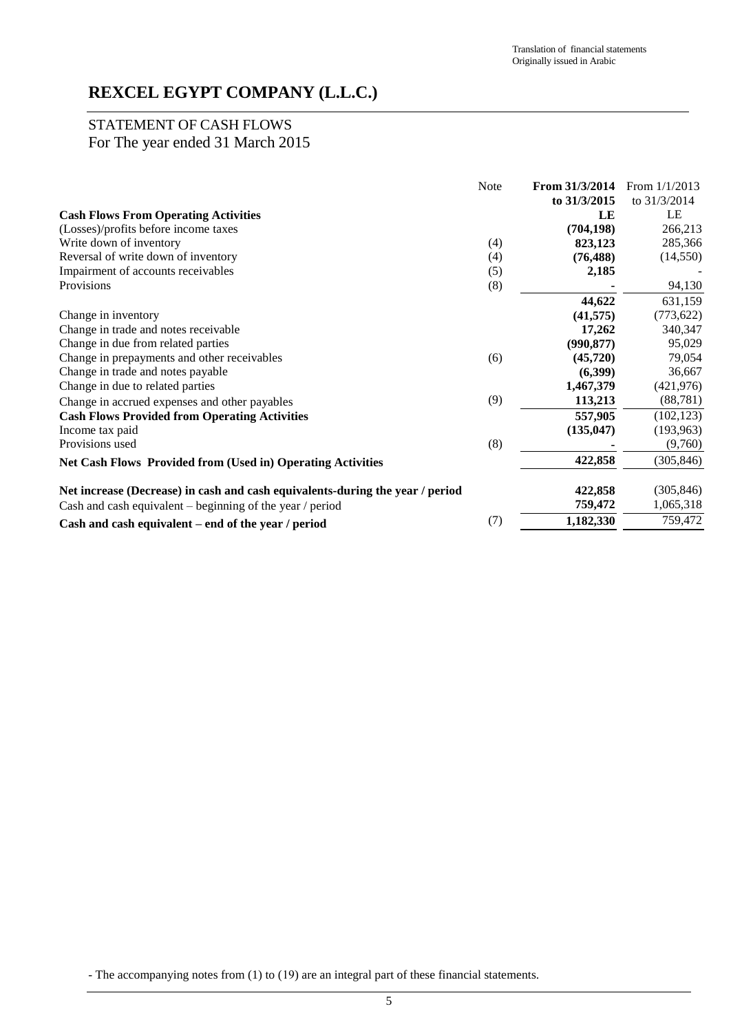Translation of financial statements
Originally issued in Arabic

# REXCEL EGYPT COMPANY (L.L.C.)

## STATEMENT OF CASH FLOWS
For The year ended 31 March 2015

| | Note | **From 31/3/2014 to 31/3/2015** | From 1/1/2013 to 31/3/2014 |
|---|---|---|---|
| **Cash Flows From Operating Activities** | | **LE** | LE |
| (Losses)/profits before income taxes | | **(704,198)** | 266,213 |
| Write down of inventory | (4) | **823,123** | 285,366 |
| Reversal of write down of inventory | (4) | **(76,488)** | (14,550) |
| Impairment of accounts receivables | (5) | **2,185** | - |
| Provisions | (8) | **-** | 94,130 |
| | | **44,622** | 631,159 |
| Change in inventory | | **(41,575)** | (773,622) |
| Change in trade and notes receivable | | **17,262** | 340,347 |
| Change in due from related parties | | **(990,877)** | 95,029 |
| Change in prepayments and other receivables | (6) | **(45,720)** | 79,054 |
| Change in trade and notes payable | | **(6,399)** | 36,667 |
| Change in due to related parties | | **1,467,379** | (421,976) |
| Change in accrued expenses and other payables | (9) | **113,213** | (88,781) |
| **Cash Flows Provided from Operating Activities** | | **557,905** | (102,123) |
| Income tax paid | | **(135,047)** | (193,963) |
| Provisions used | (8) | **-** | (9,760) |
| **Net Cash Flows Provided from (Used in) Operating Activities** | | **422,858** | (305,846) |
| | | | |
| **Net increase (Decrease) in cash and cash equivalents-during the year / period** | | **422,858** | (305,846) |
| Cash and cash equivalent – beginning of the year / period | | **759,472** | 1,065,318 |
| **Cash and cash equivalent – end of the year / period** | (7) | **1,182,330** | 759,472 |

- The accompanying notes from (1) to (19) are an integral part of these financial statements.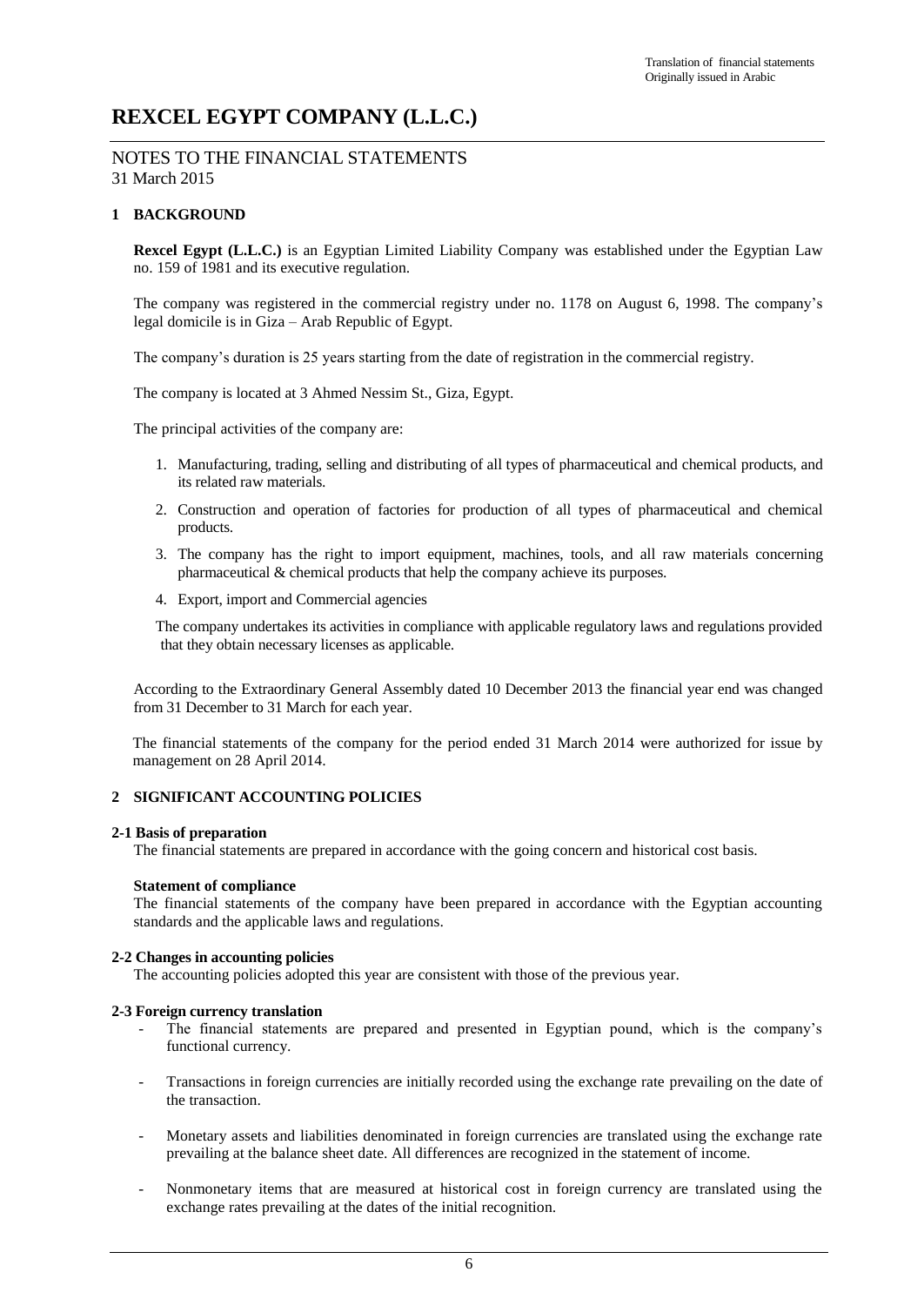Translation of financial statements
Originally issued in Arabic

# REXCEL EGYPT COMPANY (L.L.C.)

## NOTES TO THE FINANCIAL STATEMENTS
31 March 2015

### 1 BACKGROUND

**Rexcel Egypt (L.L.C.)** is an Egyptian Limited Liability Company was established under the Egyptian Law no. 159 of 1981 and its executive regulation.

The company was registered in the commercial registry under no. 1178 on August 6, 1998. The company's legal domicile is in Giza – Arab Republic of Egypt.

The company's duration is 25 years starting from the date of registration in the commercial registry.

The company is located at 3 Ahmed Nessim St., Giza, Egypt.

The principal activities of the company are:

1. Manufacturing, trading, selling and distributing of all types of pharmaceutical and chemical products, and its related raw materials.
2. Construction and operation of factories for production of all types of pharmaceutical and chemical products.
3. The company has the right to import equipment, machines, tools, and all raw materials concerning pharmaceutical & chemical products that help the company achieve its purposes.
4. Export, import and Commercial agencies

The company undertakes its activities in compliance with applicable regulatory laws and regulations provided that they obtain necessary licenses as applicable.

According to the Extraordinary General Assembly dated 10 December 2013 the financial year end was changed from 31 December to 31 March for each year.

The financial statements of the company for the period ended 31 March 2014 were authorized for issue by management on 28 April 2014.

### 2 SIGNIFICANT ACCOUNTING POLICIES

**2-1 Basis of preparation**

The financial statements are prepared in accordance with the going concern and historical cost basis.

**Statement of compliance**

The financial statements of the company have been prepared in accordance with the Egyptian accounting standards and the applicable laws and regulations.

**2-2 Changes in accounting policies**

The accounting policies adopted this year are consistent with those of the previous year.

**2-3 Foreign currency translation**

- The financial statements are prepared and presented in Egyptian pound, which is the company's functional currency.
- Transactions in foreign currencies are initially recorded using the exchange rate prevailing on the date of the transaction.
- Monetary assets and liabilities denominated in foreign currencies are translated using the exchange rate prevailing at the balance sheet date. All differences are recognized in the statement of income.
- Nonmonetary items that are measured at historical cost in foreign currency are translated using the exchange rates prevailing at the dates of the initial recognition.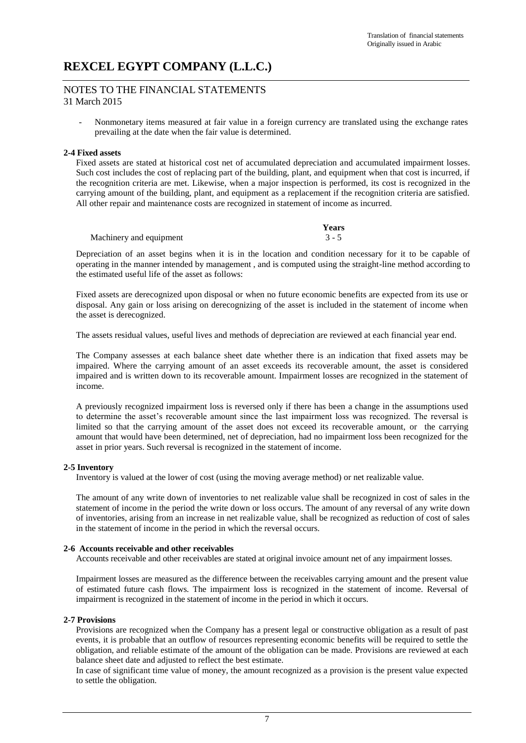# REXCEL EGYPT COMPANY (L.L.C.)

## NOTES TO THE FINANCIAL STATEMENTS
31 March 2015

- Nonmonetary items measured at fair value in a foreign currency are translated using the exchange rates prevailing at the date when the fair value is determined.

### 2-4 Fixed assets

Fixed assets are stated at historical cost net of accumulated depreciation and accumulated impairment losses. Such cost includes the cost of replacing part of the building, plant, and equipment when that cost is incurred, if the recognition criteria are met. Likewise, when a major inspection is performed, its cost is recognized in the carrying amount of the building, plant, and equipment as a replacement if the recognition criteria are satisfied. All other repair and maintenance costs are recognized in statement of income as incurred.

| | Years |
|---|---|
| Machinery and equipment | 3 - 5 |

Depreciation of an asset begins when it is in the location and condition necessary for it to be capable of operating in the manner intended by management , and is computed using the straight-line method according to the estimated useful life of the asset as follows:

Fixed assets are derecognized upon disposal or when no future economic benefits are expected from its use or disposal. Any gain or loss arising on derecognizing of the asset is included in the statement of income when the asset is derecognized.

The assets residual values, useful lives and methods of depreciation are reviewed at each financial year end.

The Company assesses at each balance sheet date whether there is an indication that fixed assets may be impaired. Where the carrying amount of an asset exceeds its recoverable amount, the asset is considered impaired and is written down to its recoverable amount. Impairment losses are recognized in the statement of income.

A previously recognized impairment loss is reversed only if there has been a change in the assumptions used to determine the asset's recoverable amount since the last impairment loss was recognized. The reversal is limited so that the carrying amount of the asset does not exceed its recoverable amount, or the carrying amount that would have been determined, net of depreciation, had no impairment loss been recognized for the asset in prior years. Such reversal is recognized in the statement of income.

### 2-5 Inventory

Inventory is valued at the lower of cost (using the moving average method) or net realizable value.

The amount of any write down of inventories to net realizable value shall be recognized in cost of sales in the statement of income in the period the write down or loss occurs. The amount of any reversal of any write down of inventories, arising from an increase in net realizable value, shall be recognized as reduction of cost of sales in the statement of income in the period in which the reversal occurs.

### 2-6 Accounts receivable and other receivables

Accounts receivable and other receivables are stated at original invoice amount net of any impairment losses.

Impairment losses are measured as the difference between the receivables carrying amount and the present value of estimated future cash flows. The impairment loss is recognized in the statement of income. Reversal of impairment is recognized in the statement of income in the period in which it occurs.

### 2-7 Provisions

Provisions are recognized when the Company has a present legal or constructive obligation as a result of past events, it is probable that an outflow of resources representing economic benefits will be required to settle the obligation, and reliable estimate of the amount of the obligation can be made. Provisions are reviewed at each balance sheet date and adjusted to reflect the best estimate.

In case of significant time value of money, the amount recognized as a provision is the present value expected to settle the obligation.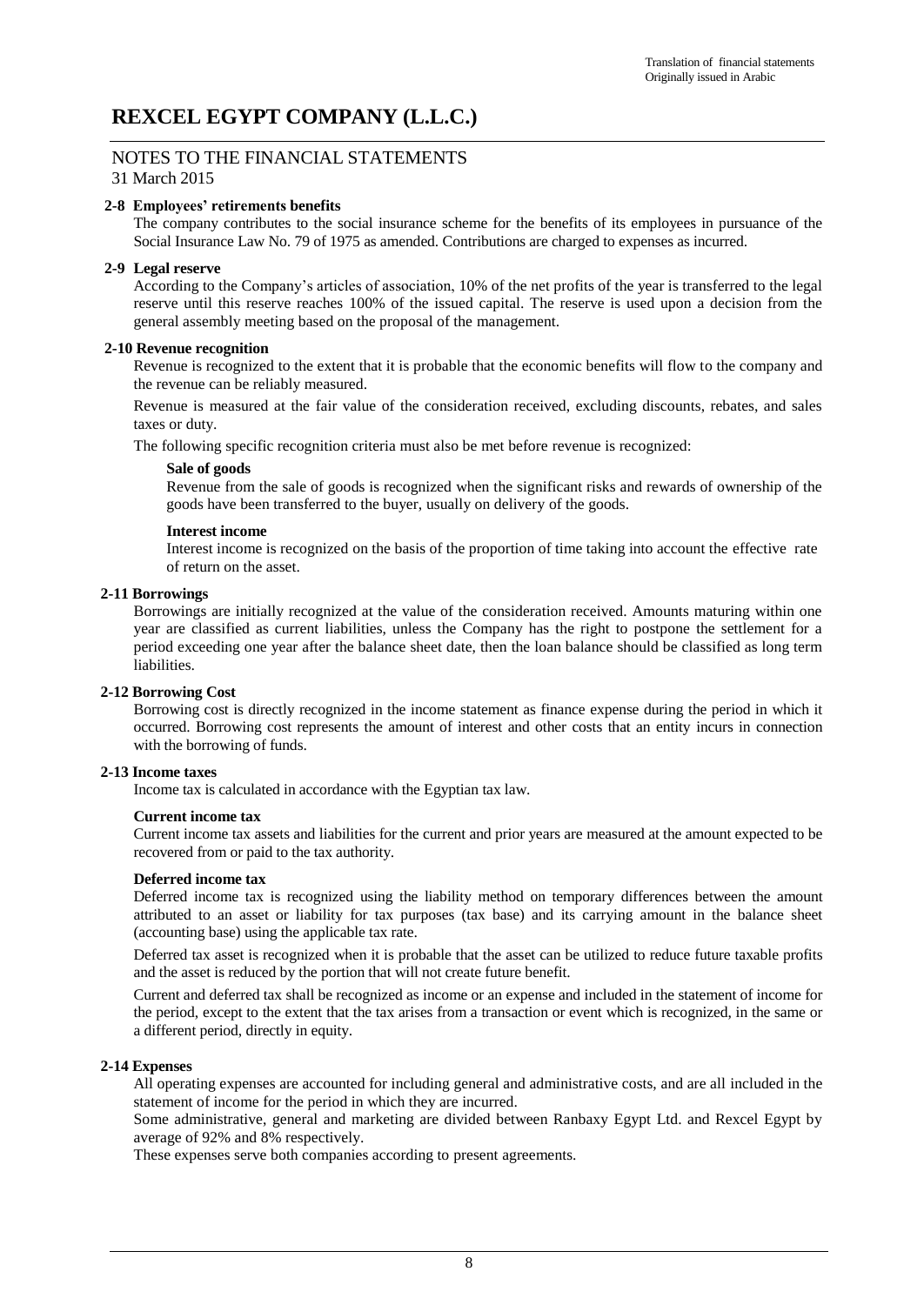# REXCEL EGYPT COMPANY (L.L.C.)

## NOTES TO THE FINANCIAL STATEMENTS

31 March 2015

### 2-8 Employees' retirements benefits

The company contributes to the social insurance scheme for the benefits of its employees in pursuance of the Social Insurance Law No. 79 of 1975 as amended. Contributions are charged to expenses as incurred.

### 2-9 Legal reserve

According to the Company's articles of association, 10% of the net profits of the year is transferred to the legal reserve until this reserve reaches 100% of the issued capital. The reserve is used upon a decision from the general assembly meeting based on the proposal of the management.

### 2-10 Revenue recognition

Revenue is recognized to the extent that it is probable that the economic benefits will flow to the company and the revenue can be reliably measured.

Revenue is measured at the fair value of the consideration received, excluding discounts, rebates, and sales taxes or duty.

The following specific recognition criteria must also be met before revenue is recognized:

**Sale of goods**

Revenue from the sale of goods is recognized when the significant risks and rewards of ownership of the goods have been transferred to the buyer, usually on delivery of the goods.

**Interest income**

Interest income is recognized on the basis of the proportion of time taking into account the effective rate of return on the asset.

### 2-11 Borrowings

Borrowings are initially recognized at the value of the consideration received. Amounts maturing within one year are classified as current liabilities, unless the Company has the right to postpone the settlement for a period exceeding one year after the balance sheet date, then the loan balance should be classified as long term liabilities.

### 2-12 Borrowing Cost

Borrowing cost is directly recognized in the income statement as finance expense during the period in which it occurred. Borrowing cost represents the amount of interest and other costs that an entity incurs in connection with the borrowing of funds.

### 2-13 Income taxes

Income tax is calculated in accordance with the Egyptian tax law.

**Current income tax**

Current income tax assets and liabilities for the current and prior years are measured at the amount expected to be recovered from or paid to the tax authority.

**Deferred income tax**

Deferred income tax is recognized using the liability method on temporary differences between the amount attributed to an asset or liability for tax purposes (tax base) and its carrying amount in the balance sheet (accounting base) using the applicable tax rate.

Deferred tax asset is recognized when it is probable that the asset can be utilized to reduce future taxable profits and the asset is reduced by the portion that will not create future benefit.

Current and deferred tax shall be recognized as income or an expense and included in the statement of income for the period, except to the extent that the tax arises from a transaction or event which is recognized, in the same or a different period, directly in equity.

### 2-14 Expenses

All operating expenses are accounted for including general and administrative costs, and are all included in the statement of income for the period in which they are incurred.

Some administrative, general and marketing are divided between Ranbaxy Egypt Ltd. and Rexcel Egypt by average of 92% and 8% respectively.

These expenses serve both companies according to present agreements.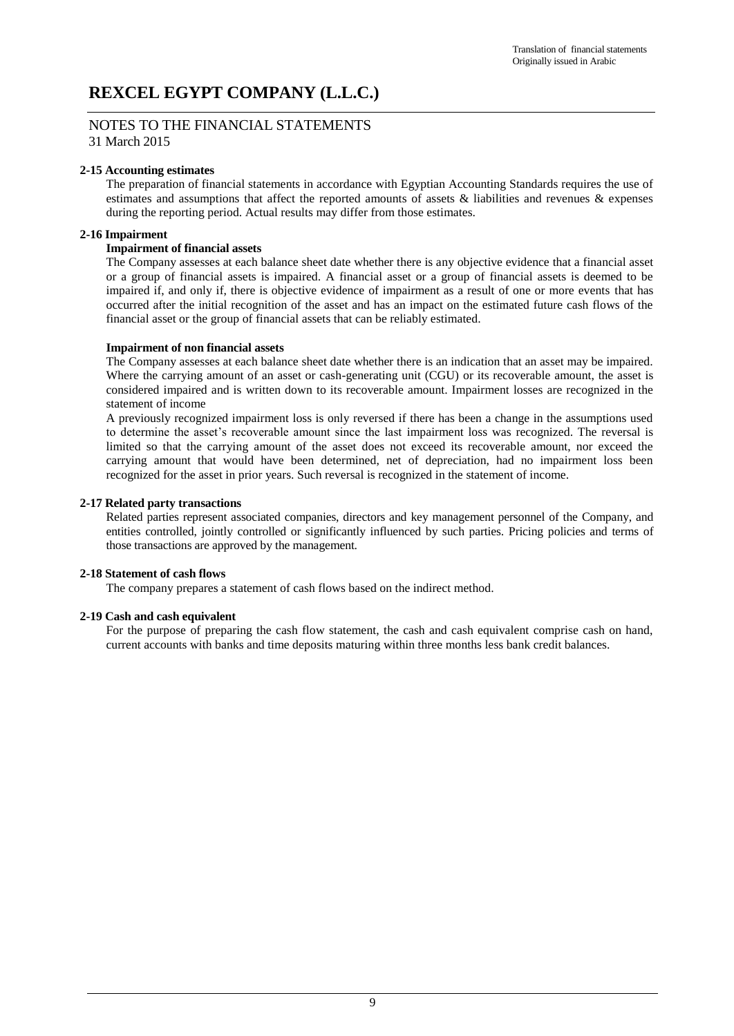# REXCEL EGYPT COMPANY (L.L.C.)

NOTES TO THE FINANCIAL STATEMENTS
31 March 2015

**2-15 Accounting estimates**

The preparation of financial statements in accordance with Egyptian Accounting Standards requires the use of estimates and assumptions that affect the reported amounts of assets & liabilities and revenues & expenses during the reporting period. Actual results may differ from those estimates.

**2-16 Impairment**

**Impairment of financial assets**

The Company assesses at each balance sheet date whether there is any objective evidence that a financial asset or a group of financial assets is impaired. A financial asset or a group of financial assets is deemed to be impaired if, and only if, there is objective evidence of impairment as a result of one or more events that has occurred after the initial recognition of the asset and has an impact on the estimated future cash flows of the financial asset or the group of financial assets that can be reliably estimated.

**Impairment of non financial assets**

The Company assesses at each balance sheet date whether there is an indication that an asset may be impaired. Where the carrying amount of an asset or cash-generating unit (CGU) or its recoverable amount, the asset is considered impaired and is written down to its recoverable amount. Impairment losses are recognized in the statement of income

A previously recognized impairment loss is only reversed if there has been a change in the assumptions used to determine the asset's recoverable amount since the last impairment loss was recognized. The reversal is limited so that the carrying amount of the asset does not exceed its recoverable amount, nor exceed the carrying amount that would have been determined, net of depreciation, had no impairment loss been recognized for the asset in prior years. Such reversal is recognized in the statement of income.

**2-17 Related party transactions**

Related parties represent associated companies, directors and key management personnel of the Company, and entities controlled, jointly controlled or significantly influenced by such parties. Pricing policies and terms of those transactions are approved by the management.

**2-18 Statement of cash flows**

The company prepares a statement of cash flows based on the indirect method.

**2-19 Cash and cash equivalent**

For the purpose of preparing the cash flow statement, the cash and cash equivalent comprise cash on hand, current accounts with banks and time deposits maturing within three months less bank credit balances.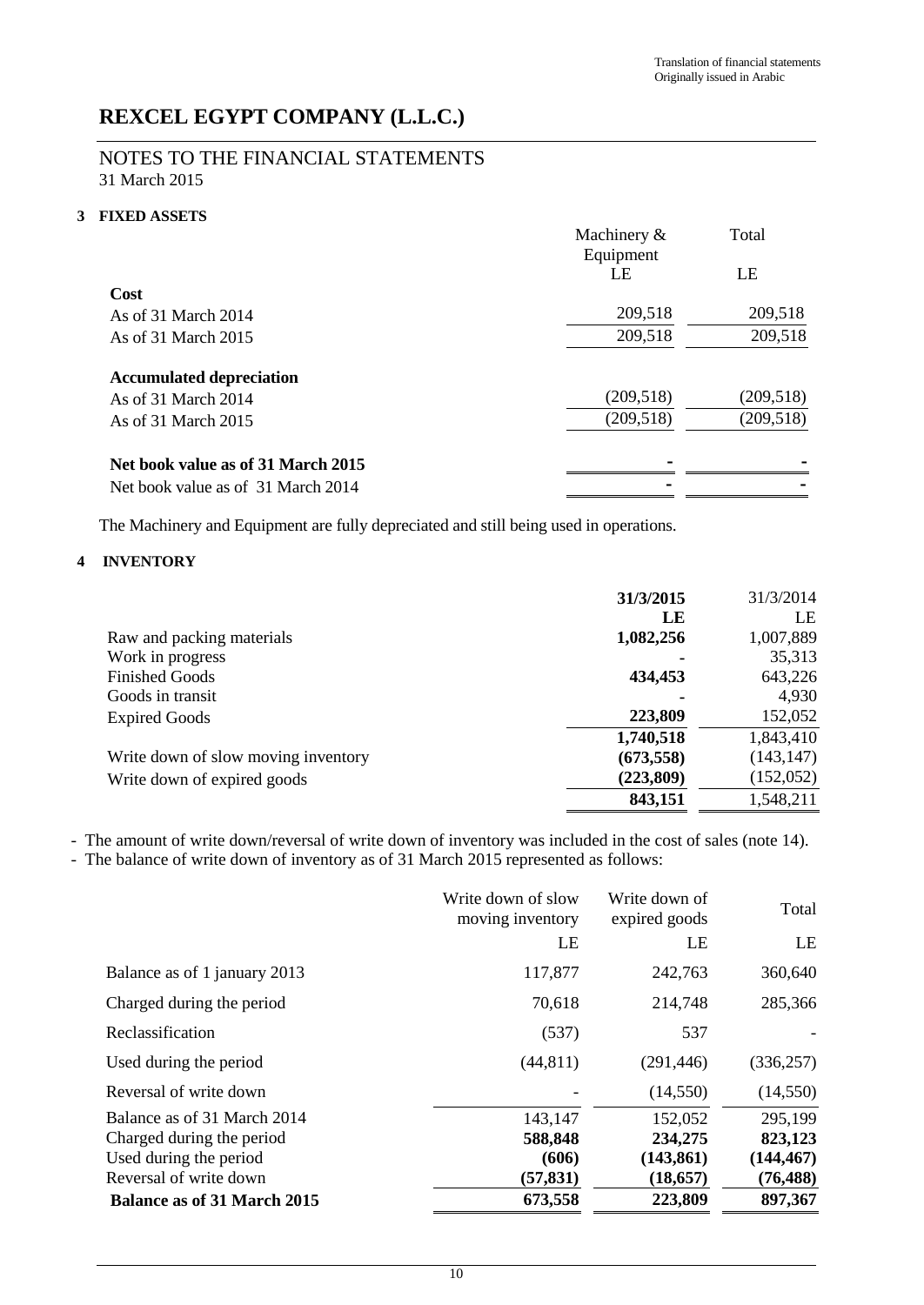Translation of financial statements
Originally issued in Arabic

# REXCEL EGYPT COMPANY (L.L.C.)

## NOTES TO THE FINANCIAL STATEMENTS
31 March 2015

### 3 FIXED ASSETS

| | Machinery & Equipment | Total |
|---|---|---|
| | LE | LE |
| **Cost** | | |
| As of 31 March 2014 | 209,518 | 209,518 |
| As of 31 March 2015 | 209,518 | 209,518 |
| **Accumulated depreciation** | | |
| As of 31 March 2014 | (209,518) | (209,518) |
| As of 31 March 2015 | (209,518) | (209,518) |
| **Net book value as of 31 March 2015** | **-** | **-** |
| Net book value as of 31 March 2014 | - | - |

The Machinery and Equipment are fully depreciated and still being used in operations.

### 4 INVENTORY

| | **31/3/2015** | 31/3/2014 |
|---|---|---|
| | **LE** | LE |
| Raw and packing materials | **1,082,256** | 1,007,889 |
| Work in progress | **-** | 35,313 |
| Finished Goods | **434,453** | 643,226 |
| Goods in transit | **-** | 4,930 |
| Expired Goods | **223,809** | 152,052 |
| | **1,740,518** | 1,843,410 |
| Write down of slow moving inventory | **(673,558)** | (143,147) |
| Write down of expired goods | **(223,809)** | (152,052) |
| | **843,151** | 1,548,211 |

- The amount of write down/reversal of write down of inventory was included in the cost of sales (note 14).
- The balance of write down of inventory as of 31 March 2015 represented as follows:

| | Write down of slow moving inventory | Write down of expired goods | Total |
|---|---|---|---|
| | LE | LE | LE |
| Balance as of 1 january 2013 | 117,877 | 242,763 | 360,640 |
| Charged during the period | 70,618 | 214,748 | 285,366 |
| Reclassification | (537) | 537 | - |
| Used during the period | (44,811) | (291,446) | (336,257) |
| Reversal of write down | - | (14,550) | (14,550) |
| Balance as of 31 March 2014 | 143,147 | 152,052 | 295,199 |
| Charged during the period | **588,848** | **234,275** | **823,123** |
| Used during the period | **(606)** | **(143,861)** | **(144,467)** |
| Reversal of write down | **(57,831)** | **(18,657)** | **(76,488)** |
| **Balance as of 31 March 2015** | **673,558** | **223,809** | **897,367** |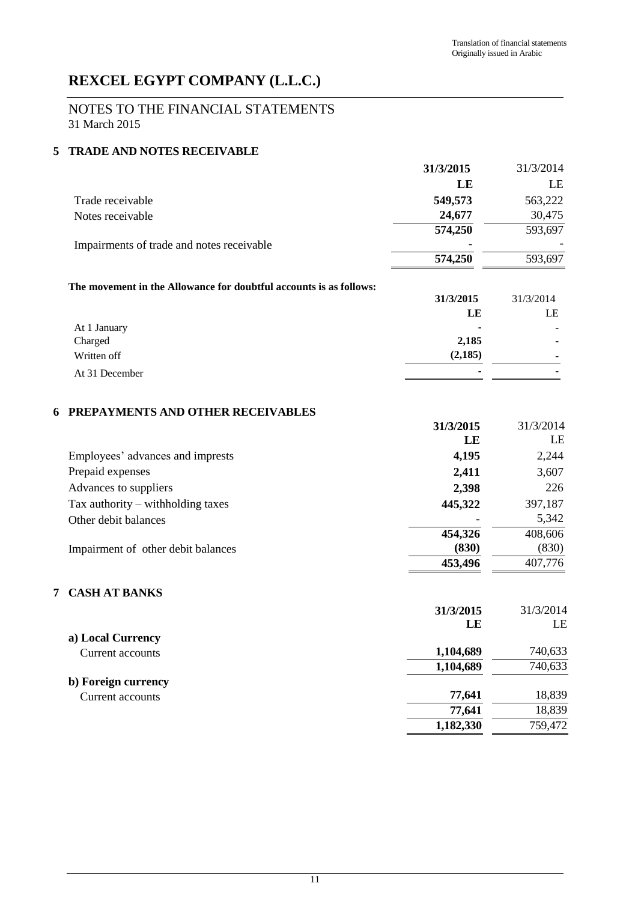Translation of financial statements
Originally issued in Arabic

# REXCEL EGYPT COMPANY (L.L.C.)

## NOTES TO THE FINANCIAL STATEMENTS
31 March 2015

### 5 TRADE AND NOTES RECEIVABLE

| | **31/3/2015** | 31/3/2014 |
|---|---|---|
| | **LE** | LE |
| Trade receivable | **549,573** | 563,222 |
| Notes receivable | **24,677** | 30,475 |
| | **574,250** | 593,697 |
| Impairments of trade and notes receivable | **-** | - |
| | **574,250** | 593,697 |

**The movement in the Allowance for doubtful accounts is as follows:**

| | **31/3/2015** | 31/3/2014 |
|---|---|---|
| | **LE** | LE |
| At 1 January | **-** | - |
| Charged | **2,185** | - |
| Written off | **(2,185)** | - |
| At 31 December | **-** | - |

### 6 PREPAYMENTS AND OTHER RECEIVABLES

| | **31/3/2015** | 31/3/2014 |
|---|---|---|
| | **LE** | LE |
| Employees' advances and imprests | **4,195** | 2,244 |
| Prepaid expenses | **2,411** | 3,607 |
| Advances to suppliers | **2,398** | 226 |
| Tax authority – withholding taxes | **445,322** | 397,187 |
| Other debit balances | **-** | 5,342 |
| | **454,326** | 408,606 |
| Impairment of other debit balances | **(830)** | (830) |
| | **453,496** | 407,776 |

### 7 CASH AT BANKS

| | **31/3/2015** | 31/3/2014 |
|---|---|---|
| | **LE** | LE |
| **a) Local Currency** | | |
| Current accounts | **1,104,689** | 740,633 |
| | **1,104,689** | 740,633 |
| **b) Foreign currency** | | |
| Current accounts | **77,641** | 18,839 |
| | **77,641** | 18,839 |
| | **1,182,330** | 759,472 |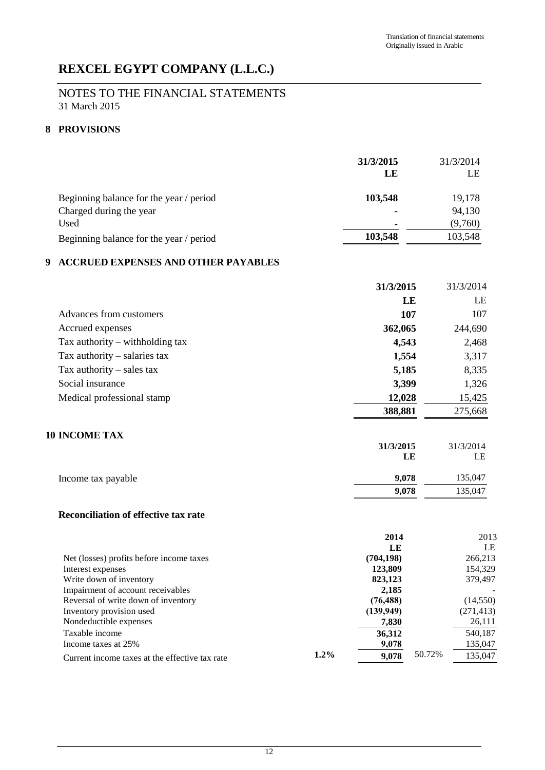Translation of financial statements
Originally issued in Arabic

# REXCEL EGYPT COMPANY (L.L.C.)

## NOTES TO THE FINANCIAL STATEMENTS
31 March 2015

### 8 PROVISIONS

| | **31/3/2015** | 31/3/2014 |
|---|---|---|
| | **LE** | LE |
| Beginning balance for the year / period | **103,548** | 19,178 |
| Charged during the year | **-** | 94,130 |
| Used | **-** | (9,760) |
| Beginning balance for the year / period | **103,548** | 103,548 |

### 9 ACCRUED EXPENSES AND OTHER PAYABLES

| | **31/3/2015** | 31/3/2014 |
|---|---|---|
| | **LE** | LE |
| Advances from customers | **107** | 107 |
| Accrued expenses | **362,065** | 244,690 |
| Tax authority – withholding tax | **4,543** | 2,468 |
| Tax authority – salaries tax | **1,554** | 3,317 |
| Tax authority – sales tax | **5,185** | 8,335 |
| Social insurance | **3,399** | 1,326 |
| Medical professional stamp | **12,028** | 15,425 |
| | **388,881** | 275,668 |

### 10 INCOME TAX

| | **31/3/2015** | 31/3/2014 |
|---|---|---|
| | **LE** | LE |
| Income tax payable | **9,078** | 135,047 |
| | **9,078** | 135,047 |

**Reconciliation of effective tax rate**

| | | **2014** | | 2013 |
|---|---|---|---|---|
| | | **LE** | | LE |
| Net (losses) profits before income taxes | | **(704,198)** | | 266,213 |
| Interest expenses | | **123,809** | | 154,329 |
| Write down of inventory | | **823,123** | | 379,497 |
| Impairment of account receivables | | **2,185** | | - |
| Reversal of write down of inventory | | **(76,488)** | | (14,550) |
| Inventory provision used | | **(139,949)** | | (271,413) |
| Nondeductible expenses | | **7,830** | | 26,111 |
| Taxable income | | **36,312** | | 540,187 |
| Income taxes at 25% | | **9,078** | | 135,047 |
| Current income taxes at the effective tax rate | **1.2%** | **9,078** | 50.72% | 135,047 |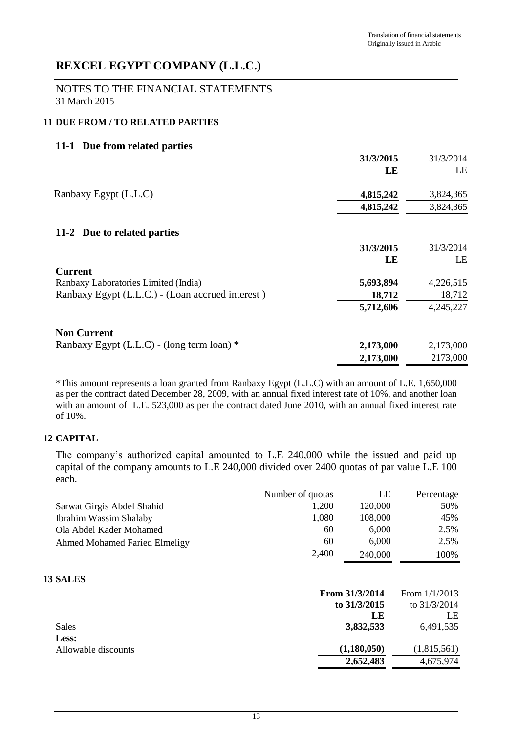Translation of financial statements
Originally issued in Arabic

# REXCEL EGYPT COMPANY (L.L.C.)

## NOTES TO THE FINANCIAL STATEMENTS
31 March 2015

### 11 DUE FROM / TO RELATED PARTIES

#### 11-1 Due from related parties

| | 31/3/2015 | 31/3/2014 |
|---|---|---|
| | LE | LE |
| Ranbaxy Egypt (L.L.C) | 4,815,242 | 3,824,365 |
| | 4,815,242 | 3,824,365 |

#### 11-2 Due to related parties

| | 31/3/2015 | 31/3/2014 |
|---|---|---|
| | LE | LE |
| **Current** | | |
| Ranbaxy Laboratories Limited (India) | 5,693,894 | 4,226,515 |
| Ranbaxy Egypt (L.L.C.) - (Loan accrued interest ) | 18,712 | 18,712 |
| | 5,712,606 | 4,245,227 |
| **Non Current** | | |
| Ranbaxy Egypt (L.L.C) - (long term loan) * | 2,173,000 | 2,173,000 |
| | 2,173,000 | 2173,000 |

*This amount represents a loan granted from Ranbaxy Egypt (L.L.C) with an amount of L.E. 1,650,000 as per the contract dated December 28, 2009, with an annual fixed interest rate of 10%, and another loan with an amount of L.E. 523,000 as per the contract dated June 2010, with an annual fixed interest rate of 10%.

### 12 CAPITAL

The company's authorized capital amounted to L.E 240,000 while the issued and paid up capital of the company amounts to L.E 240,000 divided over 2400 quotas of par value L.E 100 each.

| | Number of quotas | LE | Percentage |
|---|---|---|---|
| Sarwat Girgis Abdel Shahid | 1,200 | 120,000 | 50% |
| Ibrahim Wassim Shalaby | 1,080 | 108,000 | 45% |
| Ola Abdel Kader Mohamed | 60 | 6,000 | 2.5% |
| Ahmed Mohamed Faried Elmeligy | 60 | 6,000 | 2.5% |
| | 2,400 | 240,000 | 100% |

### 13 SALES

| | From 31/3/2014 to 31/3/2015 | From 1/1/2013 to 31/3/2014 |
|---|---|---|
| | LE | LE |
| Sales | 3,832,533 | 6,491,535 |
| **Less:** | | |
| Allowable discounts | (1,180,050) | (1,815,561) |
| | 2,652,483 | 4,675,974 |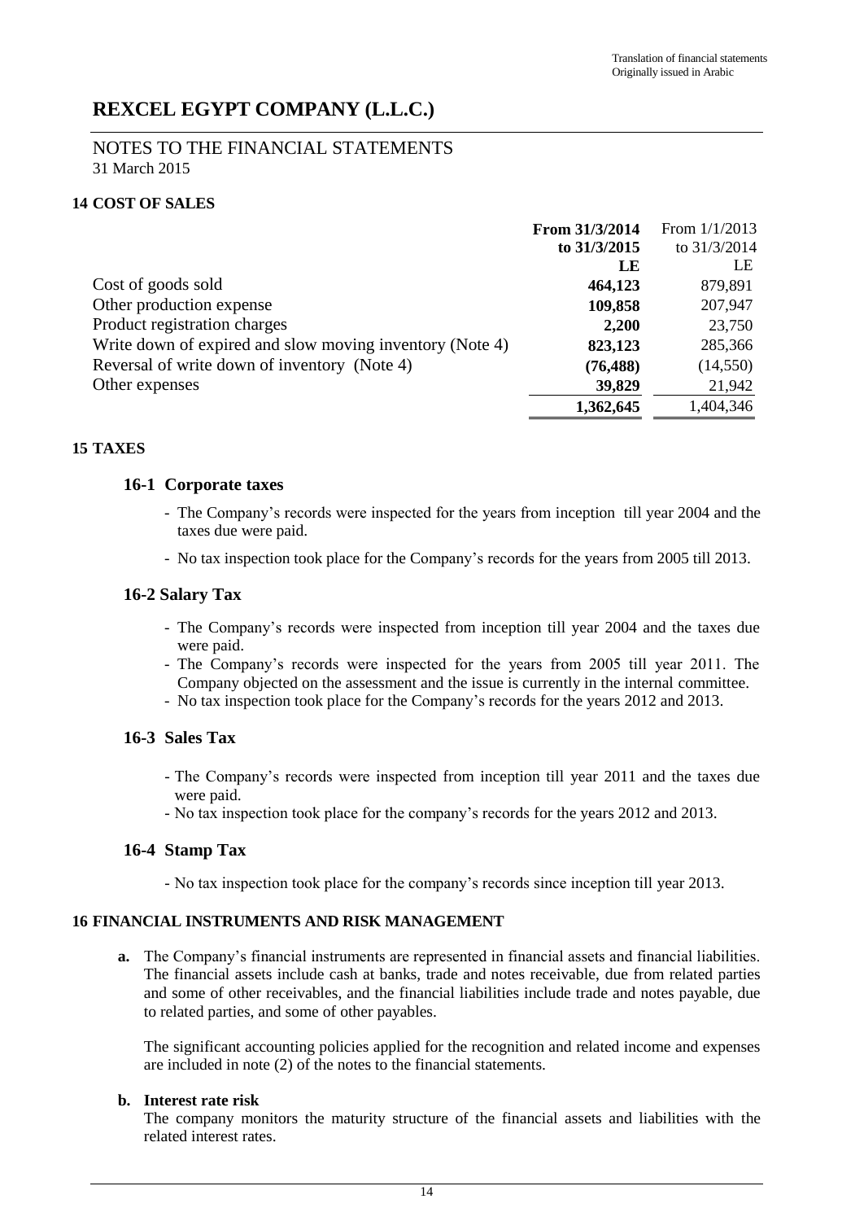Translation of financial statements
Originally issued in Arabic

# REXCEL EGYPT COMPANY (L.L.C.)

## NOTES TO THE FINANCIAL STATEMENTS
31 March 2015

### 14 COST OF SALES

| | **From 31/3/2014 to 31/3/2015** | From 1/1/2013 to 31/3/2014 |
|---|---|---|
| | **LE** | LE |
| Cost of goods sold | **464,123** | 879,891 |
| Other production expense | **109,858** | 207,947 |
| Product registration charges | **2,200** | 23,750 |
| Write down of expired and slow moving inventory (Note 4) | **823,123** | 285,366 |
| Reversal of write down of inventory (Note 4) | **(76,488)** | (14,550) |
| Other expenses | **39,829** | 21,942 |
| | **1,362,645** | 1,404,346 |

### 15 TAXES

#### 16-1 Corporate taxes

- The Company's records were inspected for the years from inception till year 2004 and the taxes due were paid.
- No tax inspection took place for the Company's records for the years from 2005 till 2013.

#### 16-2 Salary Tax

- The Company's records were inspected from inception till year 2004 and the taxes due were paid.
- The Company's records were inspected for the years from 2005 till year 2011. The Company objected on the assessment and the issue is currently in the internal committee.
- No tax inspection took place for the Company's records for the years 2012 and 2013.

#### 16-3 Sales Tax

- The Company's records were inspected from inception till year 2011 and the taxes due were paid.
- No tax inspection took place for the company's records for the years 2012 and 2013.

#### 16-4 Stamp Tax

- No tax inspection took place for the company's records since inception till year 2013.

### 16 FINANCIAL INSTRUMENTS AND RISK MANAGEMENT

**a.** The Company's financial instruments are represented in financial assets and financial liabilities. The financial assets include cash at banks, trade and notes receivable, due from related parties and some of other receivables, and the financial liabilities include trade and notes payable, due to related parties, and some of other payables.

The significant accounting policies applied for the recognition and related income and expenses are included in note (2) of the notes to the financial statements.

**b. Interest rate risk**
The company monitors the maturity structure of the financial assets and liabilities with the related interest rates.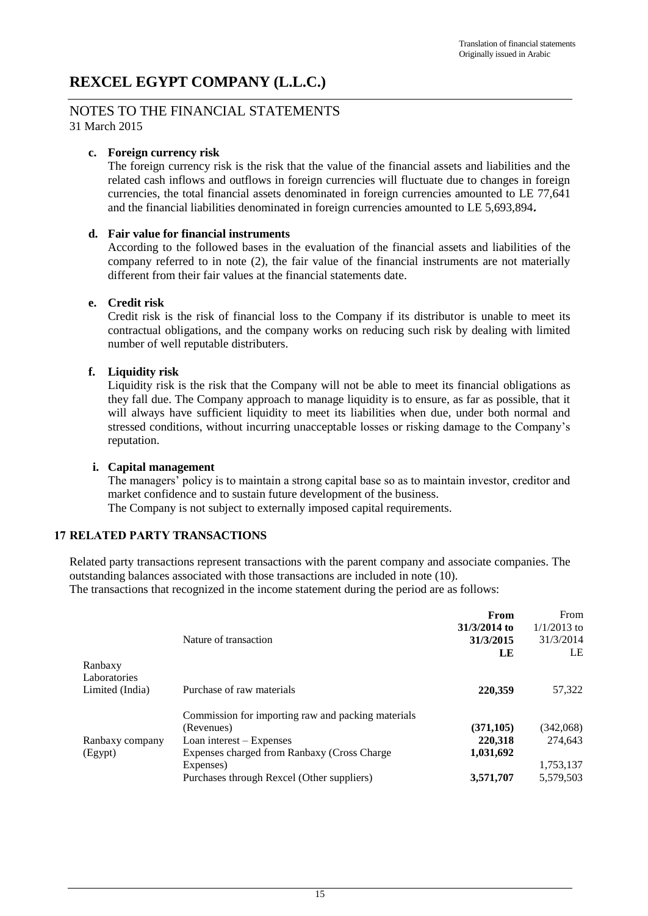Translation of financial statements
Originally issued in Arabic

# REXCEL EGYPT COMPANY (L.L.C.)

## NOTES TO THE FINANCIAL STATEMENTS
31 March 2015

**c. Foreign currency risk**

The foreign currency risk is the risk that the value of the financial assets and liabilities and the related cash inflows and outflows in foreign currencies will fluctuate due to changes in foreign currencies, the total financial assets denominated in foreign currencies amounted to LE 77,641 and the financial liabilities denominated in foreign currencies amounted to LE 5,693,894**.**

**d. Fair value for financial instruments**

According to the followed bases in the evaluation of the financial assets and liabilities of the company referred to in note (2), the fair value of the financial instruments are not materially different from their fair values at the financial statements date.

**e. Credit risk**

Credit risk is the risk of financial loss to the Company if its distributor is unable to meet its contractual obligations, and the company works on reducing such risk by dealing with limited number of well reputable distributers.

**f. Liquidity risk**

Liquidity risk is the risk that the Company will not be able to meet its financial obligations as they fall due. The Company approach to manage liquidity is to ensure, as far as possible, that it will always have sufficient liquidity to meet its liabilities when due, under both normal and stressed conditions, without incurring unacceptable losses or risking damage to the Company's reputation.

**i. Capital management**

The managers' policy is to maintain a strong capital base so as to maintain investor, creditor and market confidence and to sustain future development of the business.
The Company is not subject to externally imposed capital requirements.

## 17 RELATED PARTY TRANSACTIONS

Related party transactions represent transactions with the parent company and associate companies. The outstanding balances associated with those transactions are included in note (10).
The transactions that recognized in the income statement during the period are as follows:

| | Nature of transaction | **From 31/3/2014 to 31/3/2015 LE** | From 1/1/2013 to 31/3/2014 LE |
|---|---|---|---|
| Ranbaxy Laboratories Limited (India) | Purchase of raw materials | **220,359** | 57,322 |
| Ranbaxy company (Egypt) | Commission for importing raw and packing materials (Revenues) | **(371,105)** | (342,068) |
| | Loan interest – Expenses | **220,318** | 274,643 |
| | Expenses charged from Ranbaxy (Cross Charge Expenses) | **1,031,692** | 1,753,137 |
| | Purchases through Rexcel (Other suppliers) | **3,571,707** | 5,579,503 |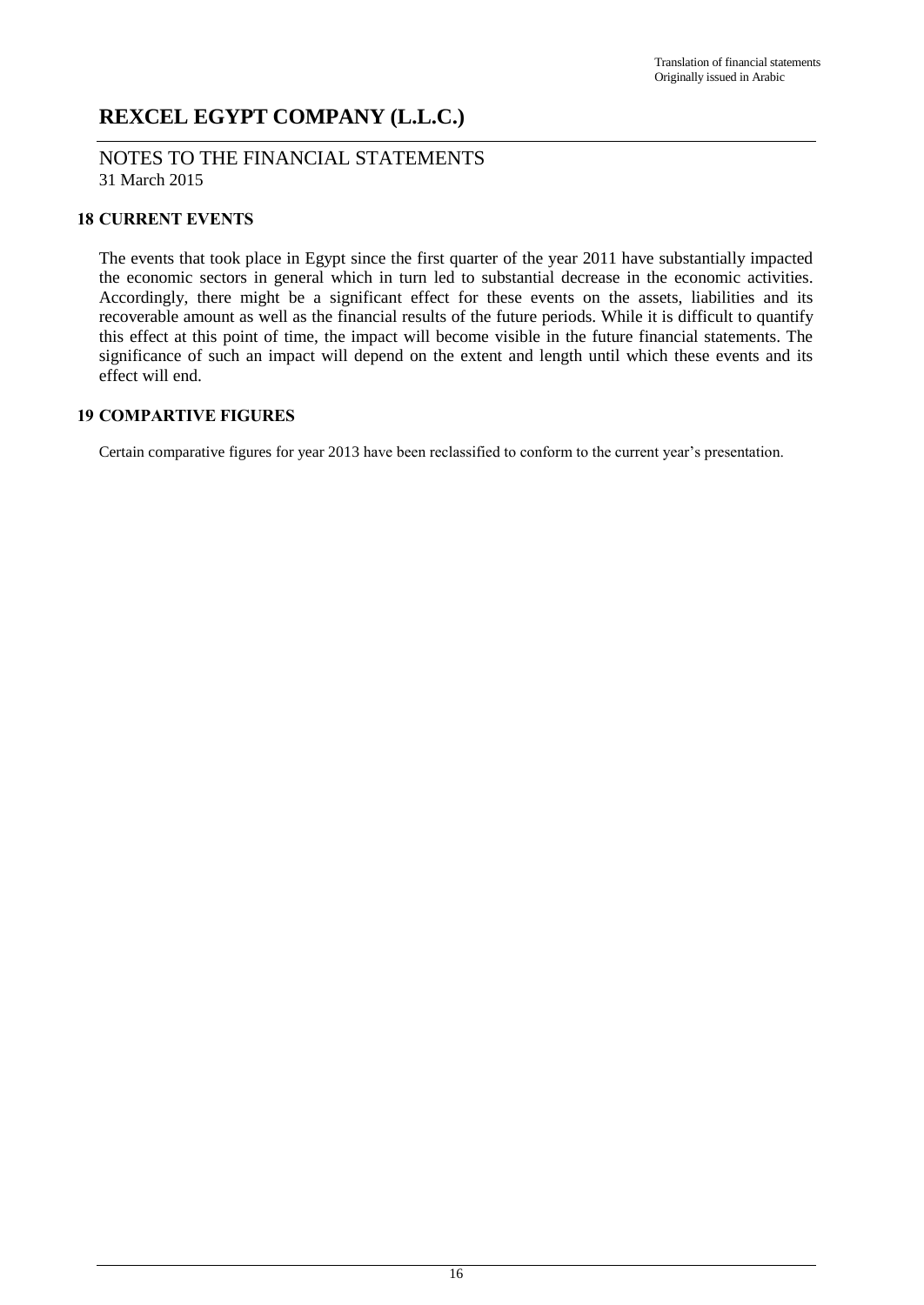Translation of financial statements
Originally issued in Arabic

# REXCEL EGYPT COMPANY (L.L.C.)

## NOTES TO THE FINANCIAL STATEMENTS
31 March 2015

### 18 CURRENT EVENTS

The events that took place in Egypt since the first quarter of the year 2011 have substantially impacted the economic sectors in general which in turn led to substantial decrease in the economic activities. Accordingly, there might be a significant effect for these events on the assets, liabilities and its recoverable amount as well as the financial results of the future periods. While it is difficult to quantify this effect at this point of time, the impact will become visible in the future financial statements. The significance of such an impact will depend on the extent and length until which these events and its effect will end.

### 19 COMPARTIVE FIGURES

Certain comparative figures for year 2013 have been reclassified to conform to the current year's presentation.